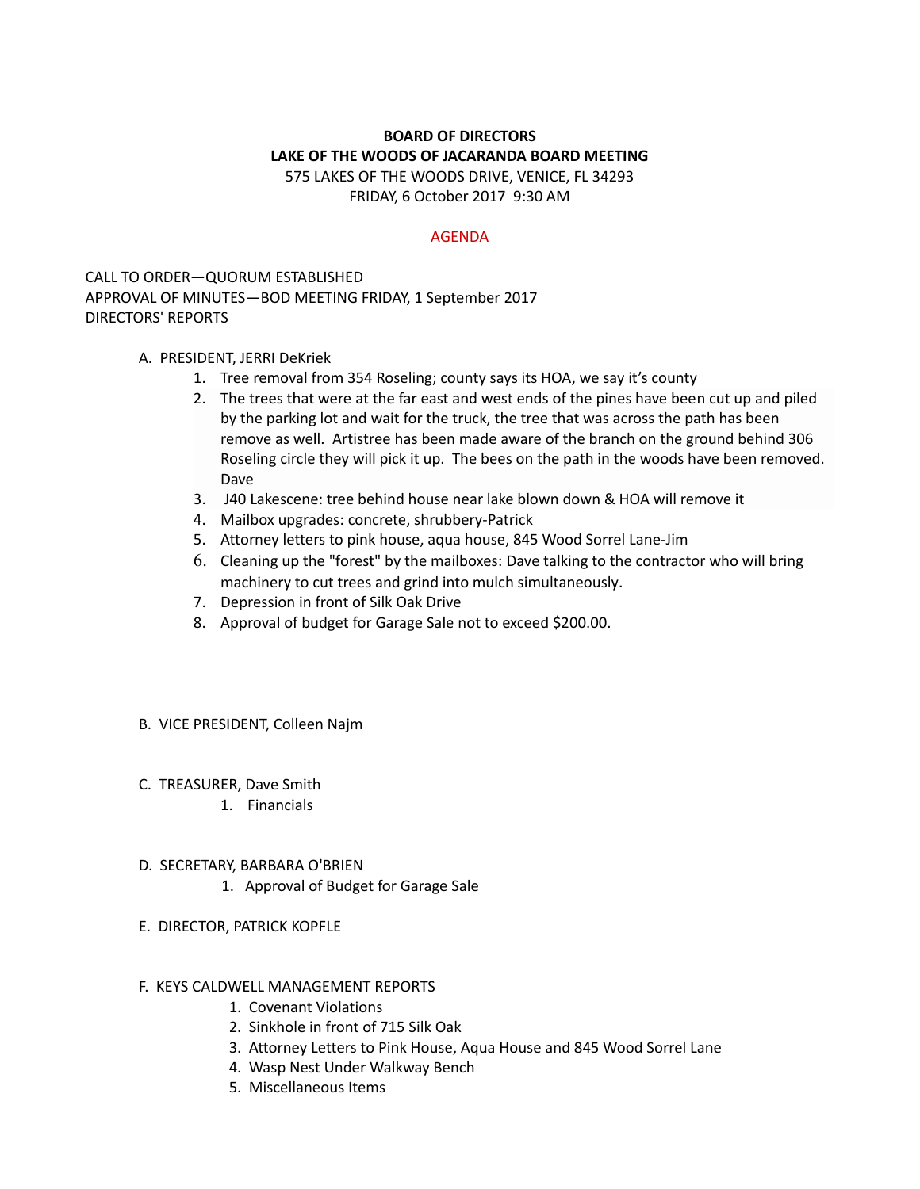**BOARD OF DIRECTORS**
**LAKE OF THE WOODS OF JACARANDA BOARD MEETING**
575 LAKES OF THE WOODS DRIVE, VENICE, FL 34293
FRIDAY, 6 October 2017 9:30 AM

AGENDA

CALL TO ORDER—QUORUM ESTABLISHED
APPROVAL OF MINUTES—BOD MEETING FRIDAY, 1 September 2017
DIRECTORS' REPORTS

A. PRESIDENT, JERRI DeKriek
   1. Tree removal from 354 Roseling; county says its HOA, we say it's county
   2. The trees that were at the far east and west ends of the pines have been cut up and piled by the parking lot and wait for the truck, the tree that was across the path has been remove as well. Artistree has been made aware of the branch on the ground behind 306 Roseling circle they will pick it up. The bees on the path in the woods have been removed. Dave
   3. J40 Lakescene: tree behind house near lake blown down & HOA will remove it
   4. Mailbox upgrades: concrete, shrubbery-Patrick
   5. Attorney letters to pink house, aqua house, 845 Wood Sorrel Lane-Jim
   6. Cleaning up the "forest" by the mailboxes: Dave talking to the contractor who will bring machinery to cut trees and grind into mulch simultaneously.
   7. Depression in front of Silk Oak Drive
   8. Approval of budget for Garage Sale not to exceed $200.00.

B. VICE PRESIDENT, Colleen Najm

C. TREASURER, Dave Smith
   1. Financials

D. SECRETARY, BARBARA O'BRIEN
   1. Approval of Budget for Garage Sale

E. DIRECTOR, PATRICK KOPFLE

F. KEYS CALDWELL MANAGEMENT REPORTS
   1. Covenant Violations
   2. Sinkhole in front of 715 Silk Oak
   3. Attorney Letters to Pink House, Aqua House and 845 Wood Sorrel Lane
   4. Wasp Nest Under Walkway Bench
   5. Miscellaneous Items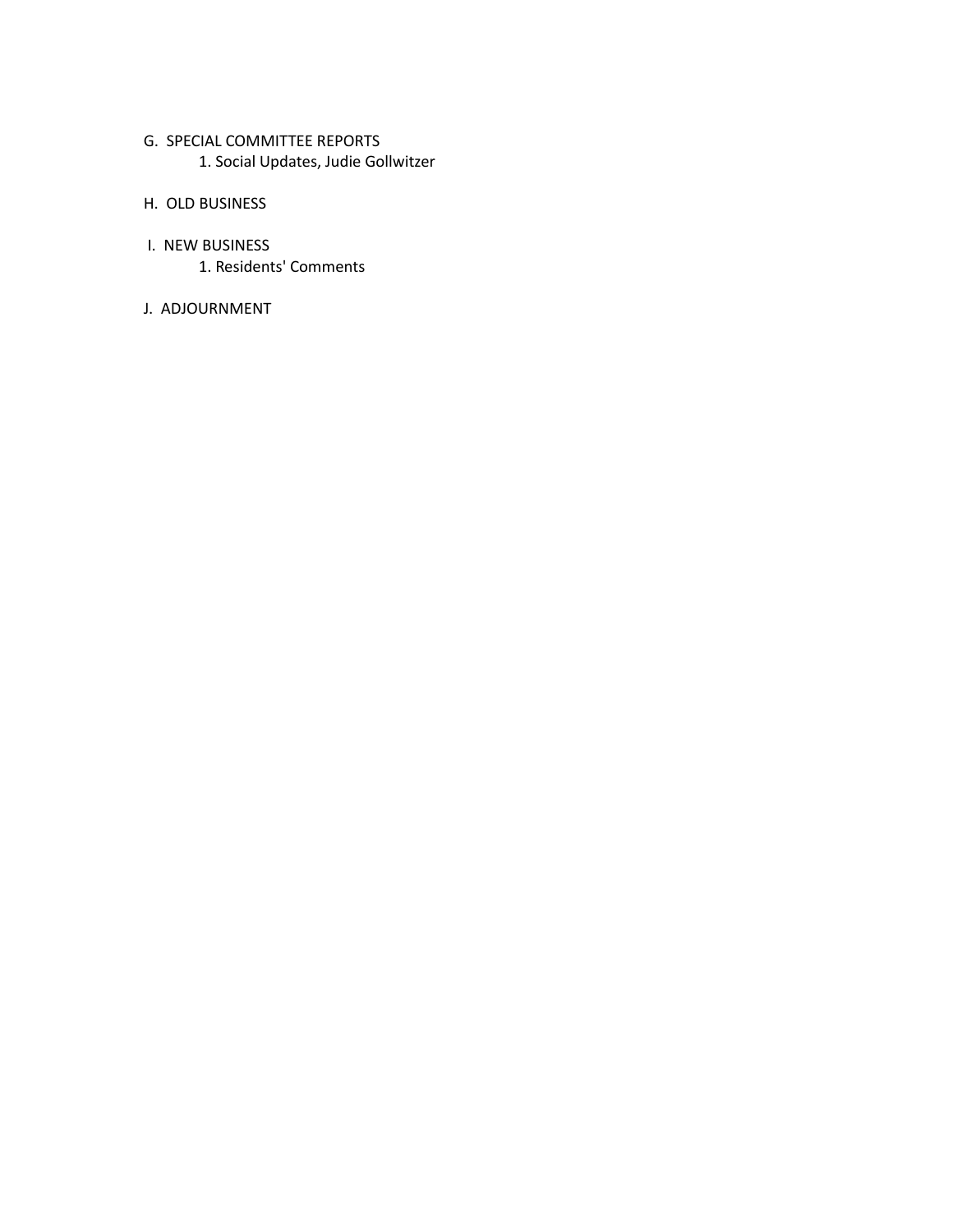G. SPECIAL COMMITTEE REPORTS

1. Social Updates, Judie Gollwitzer

H. OLD BUSINESS

I. NEW BUSINESS

1. Residents' Comments

J. ADJOURNMENT